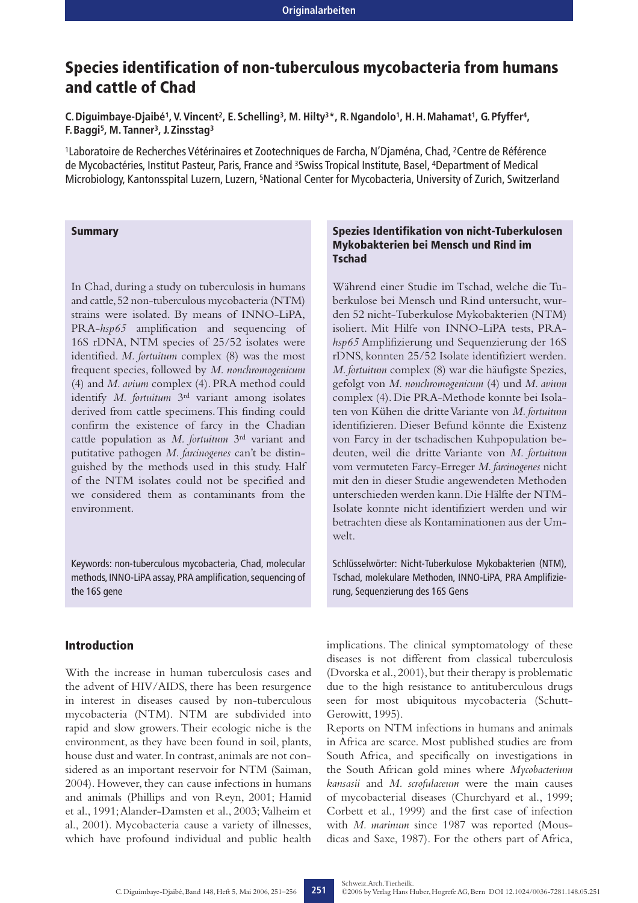# Species identification of non-tuberculous mycobacteria from humans and cattle of Chad

**C. Diguimbaye-Djaibé[1], V. Vincent[2], E. Schelling[3], M. Hilty[3]*, R. Ngandolo[1], H. H. Mahamat[1], G. Pfyffer[4], F. Baggi[5], M. Tanner[3], J. Zinsstag[3]**

[1]Laboratoire de Recherches Vétérinaires et Zootechniques de Farcha, N'Djaména, Chad, [2]Centre de Référence de Mycobactéries, Institut Pasteur, Paris, France and [3]Swiss Tropical Institute, Basel, [4]Department of Medical Microbiology, Kantonsspital Luzern, Luzern, [5]National Center for Mycobacteria, University of Zurich, Switzerland

## Summary

In Chad, during a study on tuberculosis in humans and cattle, 52 non-tuberculous mycobacteria (NTM) strains were isolated. By means of INNO-LiPA, PRA-*hsp65* amplification and sequencing of 16S rDNA, NTM species of 25/52 isolates were identified. *M. fortuitum* complex (8) was the most frequent species, followed by *M. nonchromogenicum* (4) and *M. avium* complex (4). PRA method could identify *M. fortuitum* 3rd variant among isolates derived from cattle specimens. This finding could confirm the existence of farcy in the Chadian cattle population as *M. fortuitum* 3rd variant and putitative pathogen *M. farcinogenes* can't be distinguished by the methods used in this study. Half of the NTM isolates could not be specified and we considered them as contaminants from the environment.

Keywords: non-tuberculous mycobacteria, Chad, molecular methods, INNO-LiPA assay, PRA amplification, sequencing of the 16S gene

## Spezies Identifikation von nicht-Tuberkulosen Mykobakterien bei Mensch und Rind im Tschad

Während einer Studie im Tschad, welche die Tuberkulose bei Mensch und Rind untersucht, wurden 52 nicht-Tuberkulose Mykobakterien (NTM) isoliert. Mit Hilfe von INNO-LiPA tests, PRA-*hsp65* Amplifizierung und Sequenzierung der 16S rDNS, konnten 25/52 Isolate identifiziert werden. *M. fortuitum* complex (8) war die häufigste Spezies, gefolgt von *M. nonchromogenicum* (4) und *M. avium* complex (4). Die PRA-Methode konnte bei Isolaten von Kühen die dritte Variante von *M. fortuitum* identifizieren. Dieser Befund könnte die Existenz von Farcy in der tschadischen Kuhpopulation bedeuten, weil die dritte Variante von *M. fortuitum* vom vermuteten Farcy-Erreger *M. farcinogenes* nicht mit den in dieser Studie angewendeten Methoden unterschieden werden kann. Die Hälfte der NTM-Isolate konnte nicht identifiziert werden und wir betrachten diese als Kontaminationen aus der Umwelt.

Schlüsselwörter: Nicht-Tuberkulose Mykobakterien (NTM), Tschad, molekulare Methoden, INNO-LiPA, PRA Amplifizierung, Sequenzierung des 16S Gens

## Introduction

With the increase in human tuberculosis cases and the advent of HIV/AIDS, there has been resurgence in interest in diseases caused by non-tuberculous mycobacteria (NTM). NTM are subdivided into rapid and slow growers. Their ecologic niche is the environment, as they have been found in soil, plants, house dust and water. In contrast, animals are not considered as an important reservoir for NTM (Saiman, 2004). However, they can cause infections in humans and animals (Phillips and von Reyn, 2001; Hamid et al., 1991; Alander-Damsten et al., 2003; Valheim et al., 2001). Mycobacteria cause a variety of illnesses, which have profound individual and public health implications. The clinical symptomatology of these diseases is not different from classical tuberculosis (Dvorska et al., 2001), but their therapy is problematic due to the high resistance to antituberculous drugs seen for most ubiquitous mycobacteria (Schutt-Gerowitt, 1995).

Reports on NTM infections in humans and animals in Africa are scarce. Most published studies are from South Africa, and specifically on investigations in the South African gold mines where *Mycobacterium kansasii* and *M. scrofulaceum* were the main causes of mycobacterial diseases (Churchyard et al., 1999; Corbett et al., 1999) and the first case of infection with *M. marinum* since 1987 was reported (Mousdicas and Saxe, 1987). For the others part of Africa,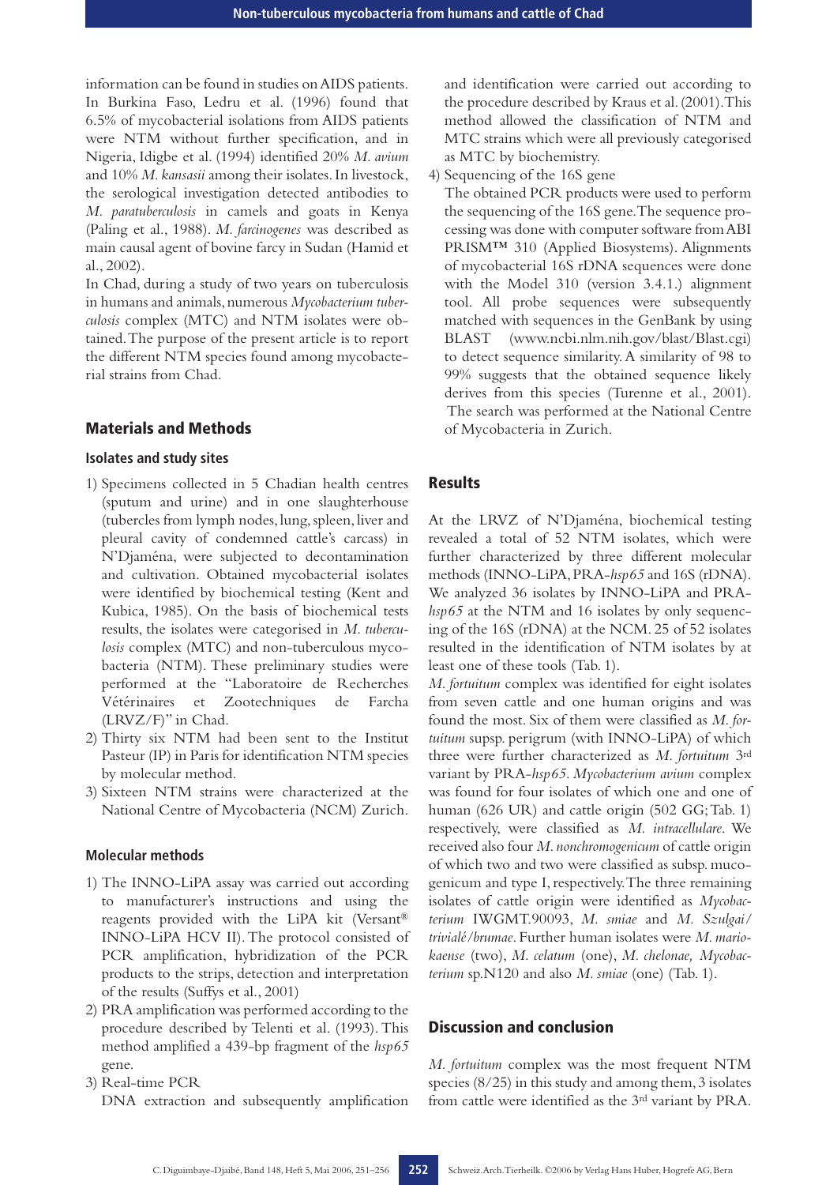information can be found in studies on AIDS patients. In Burkina Faso, Ledru et al. (1996) found that 6.5% of mycobacterial isolations from AIDS patients were NTM without further specification, and in Nigeria, Idigbe et al. (1994) identified 20% *M. avium* and 10% *M. kansasii* among their isolates. In livestock, the serological investigation detected antibodies to *M. paratuberculosis* in camels and goats in Kenya (Paling et al., 1988). *M. farcinogenes* was described as main causal agent of bovine farcy in Sudan (Hamid et al., 2002).

In Chad, during a study of two years on tuberculosis in humans and animals, numerous *Mycobacterium tuberculosis* complex (MTC) and NTM isolates were obtained. The purpose of the present article is to report the different NTM species found among mycobacterial strains from Chad.

## Materials and Methods

### Isolates and study sites

1) Specimens collected in 5 Chadian health centres (sputum and urine) and in one slaughterhouse (tubercles from lymph nodes, lung, spleen, liver and pleural cavity of condemned cattle's carcass) in N'Djaména, were subjected to decontamination and cultivation. Obtained mycobacterial isolates were identified by biochemical testing (Kent and Kubica, 1985). On the basis of biochemical tests results, the isolates were categorised in *M. tuberculosis* complex (MTC) and non-tuberculous mycobacteria (NTM). These preliminary studies were performed at the "Laboratoire de Recherches Vétérinaires et Zootechniques de Farcha (LRVZ/F)" in Chad.
2) Thirty six NTM had been sent to the Institut Pasteur (IP) in Paris for identification NTM species by molecular method.
3) Sixteen NTM strains were characterized at the National Centre of Mycobacteria (NCM) Zurich.

### Molecular methods

1) The INNO-LiPA assay was carried out according to manufacturer's instructions and using the reagents provided with the LiPA kit (Versant® INNO-LiPA HCV II). The protocol consisted of PCR amplification, hybridization of the PCR products to the strips, detection and interpretation of the results (Suffys et al., 2001)
2) PRA amplification was performed according to the procedure described by Telenti et al. (1993). This method amplified a 439-bp fragment of the *hsp65* gene.
3) Real-time PCR
   DNA extraction and subsequently amplification and identification were carried out according to the procedure described by Kraus et al. (2001). This method allowed the classification of NTM and MTC strains which were all previously categorised as MTC by biochemistry.
4) Sequencing of the 16S gene
   The obtained PCR products were used to perform the sequencing of the 16S gene. The sequence processing was done with computer software from ABI PRISM™ 310 (Applied Biosystems). Alignments of mycobacterial 16S rDNA sequences were done with the Model 310 (version 3.4.1.) alignment tool. All probe sequences were subsequently matched with sequences in the GenBank by using BLAST (www.ncbi.nlm.nih.gov/blast/Blast.cgi) to detect sequence similarity. A similarity of 98 to 99% suggests that the obtained sequence likely derives from this species (Turenne et al., 2001). The search was performed at the National Centre of Mycobacteria in Zurich.

## Results

At the LRVZ of N'Djaména, biochemical testing revealed a total of 52 NTM isolates, which were further characterized by three different molecular methods (INNO-LiPA, PRA-*hsp65* and 16S (rDNA). We analyzed 36 isolates by INNO-LiPA and PRA-*hsp65* at the NTM and 16 isolates by only sequencing of the 16S (rDNA) at the NCM. 25 of 52 isolates resulted in the identification of NTM isolates by at least one of these tools (Tab. 1).

*M. fortuitum* complex was identified for eight isolates from seven cattle and one human origins and was found the most. Six of them were classified as *M. fortuitum* supsp. perigrum (with INNO-LiPA) of which three were further characterized as *M. fortuitum* 3rd variant by PRA-*hsp65*. *Mycobacterium avium* complex was found for four isolates of which one and one of human (626 UR) and cattle origin (502 GG; Tab. 1) respectively, were classified as *M. intracellulare*. We received also four *M. nonchromogenicum* of cattle origin of which two and two were classified as subsp. mucogenicum and type I, respectively. The three remaining isolates of cattle origin were identified as *Mycobacterium* IWGMT.90093, *M. smiae* and *M. Szulgai/trivialé/brumae*. Further human isolates were *M. mariokaense* (two), *M. celatum* (one), *M. chelonae, Mycobacterium* sp.N120 and also *M. smiae* (one) (Tab. 1).

## Discussion and conclusion

*M. fortuitum* complex was the most frequent NTM species (8/25) in this study and among them, 3 isolates from cattle were identified as the 3rd variant by PRA.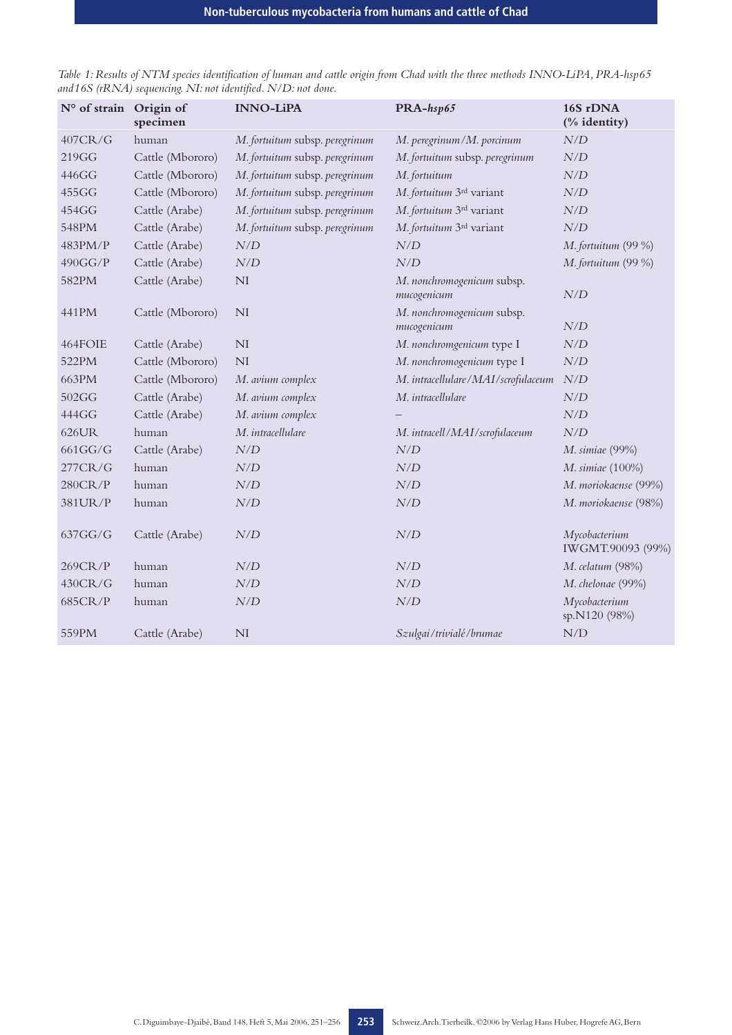*Table 1: Results of NTM species identification of human and cattle origin from Chad with the three methods INNO-LiPA, PRA-hsp65 and16S (rRNA) sequencing. NI: not identified. N/D: not done.*

| N° of strain | Origin of specimen | INNO-LiPA | PRA-*hsp65* | 16S rDNA (% identity) |
|---|---|---|---|---|
| 407CR/G | human | *M. fortuitum* subsp. *peregrinum* | *M. peregrinum/M. porcinum* | N/D |
| 219GG | Cattle (Mbororo) | *M. fortuitum* subsp. *peregrinum* | *M. fortuitum* subsp. *peregrinum* | N/D |
| 446GG | Cattle (Mbororo) | *M. fortuitum* subsp. *peregrinum* | *M. fortuitum* | N/D |
| 455GG | Cattle (Mbororo) | *M. fortuitum* subsp. *peregrinum* | *M. fortuitum* 3rd variant | N/D |
| 454GG | Cattle (Arabe) | *M. fortuitum* subsp. *peregrinum* | *M. fortuitum* 3rd variant | N/D |
| 548PM | Cattle (Arabe) | *M. fortuitum* subsp. *peregrinum* | *M. fortuitum* 3rd variant | N/D |
| 483PM/P | Cattle (Arabe) | N/D | N/D | *M. fortuitum* (99 %) |
| 490GG/P | Cattle (Arabe) | N/D | N/D | *M. fortuitum* (99 %) |
| 582PM | Cattle (Arabe) | NI | *M. nonchromogenicum* subsp. *mucogenicum* | N/D |
| 441PM | Cattle (Mbororo) | NI | *M. nonchromogenicum* subsp. *mucogenicum* | N/D |
| 464FOIE | Cattle (Arabe) | NI | *M. nonchromgenicum* type I | N/D |
| 522PM | Cattle (Mbororo) | NI | *M. nonchromogenicum* type I | N/D |
| 663PM | Cattle (Mbororo) | *M. avium complex* | *M. intracellulare/MAI/scrofulaceum* | N/D |
| 502GG | Cattle (Arabe) | *M. avium complex* | *M. intracellulare* | N/D |
| 444GG | Cattle (Arabe) | *M. avium complex* | – | N/D |
| 626UR | human | *M. intracellulare* | *M. intracell/MAI/scrofulaceum* | N/D |
| 661GG/G | Cattle (Arabe) | N/D | N/D | *M. simiae* (99%) |
| 277CR/G | human | N/D | N/D | *M. simiae* (100%) |
| 280CR/P | human | N/D | N/D | *M. moriokaense* (99%) |
| 381UR/P | human | N/D | N/D | *M. moriokaense* (98%) |
| 637GG/G | Cattle (Arabe) | N/D | N/D | *Mycobacterium* IWGMT.90093 (99%) |
| 269CR/P | human | N/D | N/D | *M. celatum* (98%) |
| 430CR/G | human | N/D | N/D | *M. chelonae* (99%) |
| 685CR/P | human | N/D | N/D | *Mycobacterium* sp.N120 (98%) |
| 559PM | Cattle (Arabe) | NI | *Szulgai/trivialé/brumae* | N/D |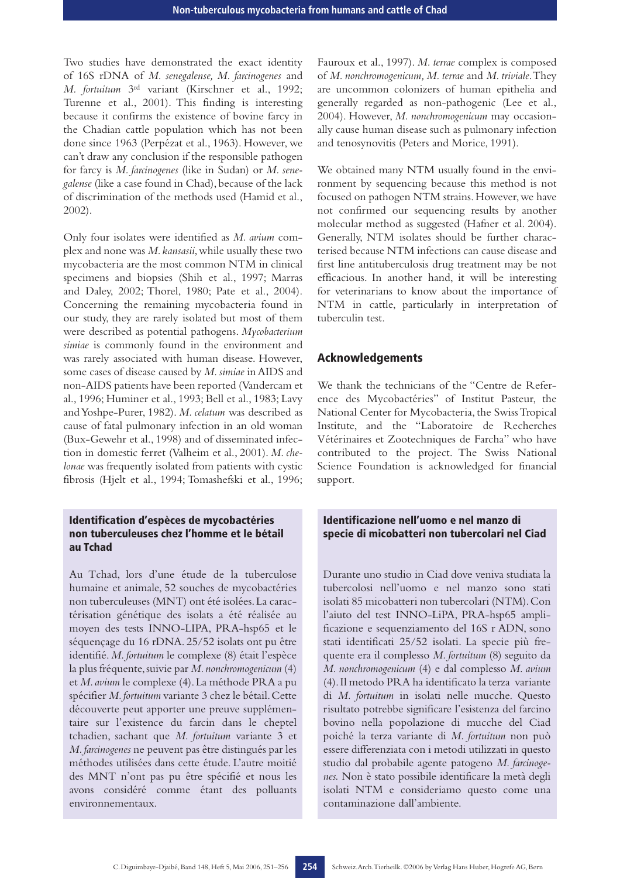Two studies have demonstrated the exact identity of 16S rDNA of *M. senegalense, M. farcinogenes* and *M. fortuitum* 3rd variant (Kirschner et al., 1992; Turenne et al., 2001). This finding is interesting because it confirms the existence of bovine farcy in the Chadian cattle population which has not been done since 1963 (Perpézat et al., 1963). However, we can't draw any conclusion if the responsible pathogen for farcy is *M. farcinogenes* (like in Sudan) or *M. senegalense* (like a case found in Chad), because of the lack of discrimination of the methods used (Hamid et al., 2002).

Only four isolates were identified as *M. avium* complex and none was *M. kansasii*, while usually these two mycobacteria are the most common NTM in clinical specimens and biopsies (Shih et al., 1997; Marras and Daley, 2002; Thorel, 1980; Pate et al., 2004). Concerning the remaining mycobacteria found in our study, they are rarely isolated but most of them were described as potential pathogens. *Mycobacterium simiae* is commonly found in the environment and was rarely associated with human disease. However, some cases of disease caused by *M. simiae* in AIDS and non-AIDS patients have been reported (Vandercam et al., 1996; Huminer et al., 1993; Bell et al., 1983; Lavy and Yoshpe-Purer, 1982). *M. celatum* was described as cause of fatal pulmonary infection in an old woman (Bux-Gewehr et al., 1998) and of disseminated infection in domestic ferret (Valheim et al., 2001). *M. chelonae* was frequently isolated from patients with cystic fibrosis (Hjelt et al., 1994; Tomashefski et al., 1996; Fauroux et al., 1997). *M. terrae* complex is composed of *M. nonchromogenicum, M. terrae* and *M. triviale*. They are uncommon colonizers of human epithelia and generally regarded as non-pathogenic (Lee et al., 2004). However, *M. nonchromogenicum* may occasionally cause human disease such as pulmonary infection and tenosynovitis (Peters and Morice, 1991).

We obtained many NTM usually found in the environment by sequencing because this method is not focused on pathogen NTM strains. However, we have not confirmed our sequencing results by another molecular method as suggested (Hafner et al. 2004). Generally, NTM isolates should be further characterised because NTM infections can cause disease and first line antituberculosis drug treatment may be not efficacious. In another hand, it will be interesting for veterinarians to know about the importance of NTM in cattle, particularly in interpretation of tuberculin test.

## Acknowledgements

We thank the technicians of the "Centre de Reference des Mycobactéries" of Institut Pasteur, the National Center for Mycobacteria, the Swiss Tropical Institute, and the "Laboratoire de Recherches Vétérinaires et Zootechniques de Farcha" who have contributed to the project. The Swiss National Science Foundation is acknowledged for financial support.

### Identification d'espèces de mycobactéries non tuberculeuses chez l'homme et le bétail au Tchad

Au Tchad, lors d'une étude de la tuberculose humaine et animale, 52 souches de mycobactéries non tuberculeuses (MNT) ont été isolées. La caractérisation génétique des isolats a été réalisée au moyen des tests INNO-LIPA, PRA-hsp65 et le séquençage du 16 rDNA. 25/52 isolats ont pu être identifié. *M. fortuitum* le complexe (8) était l'espèce la plus fréquente, suivie par *M. nonchromogenicum* (4) et *M. avium* le complexe (4). La méthode PRA a pu spécifier *M. fortuitum* variante 3 chez le bétail. Cette découverte peut apporter une preuve supplémentaire sur l'existence du farcin dans le cheptel tchadien, sachant que *M. fortuitum* variante 3 et *M. farcinogenes* ne peuvent pas être distingués par les méthodes utilisées dans cette étude. L'autre moitié des MNT n'ont pas pu être spécifié et nous les avons considéré comme étant des polluants environnementaux.

### Identificazione nell'uomo e nel manzo di specie di micobatteri non tubercolari nel Ciad

Durante uno studio in Ciad dove veniva studiata la tubercolosi nell'uomo e nel manzo sono stati isolati 85 micobatteri non tubercolari (NTM). Con l'aiuto del test INNO-LiPA, PRA-hsp65 amplificazione e sequenziamento del 16S r ADN, sono stati identificati 25/52 isolati. La specie più frequente era il complesso *M. fortuitum* (8) seguito da *M. nonchromogenicum* (4) e dal complesso *M. avium* (4). Il metodo PRA ha identificato la terza variante di *M. fortuitum* in isolati nelle mucche. Questo risultato potrebbe significare l'esistenza del farcino bovino nella popolazione di mucche del Ciad poiché la terza variante di *M. fortuitum* non può essere differenziata con i metodi utilizzati in questo studio dal probabile agente patogeno *M. farcinogenes.* Non è stato possibile identificare la metà degli isolati NTM e consideriamo questo come una contaminazione dall'ambiente.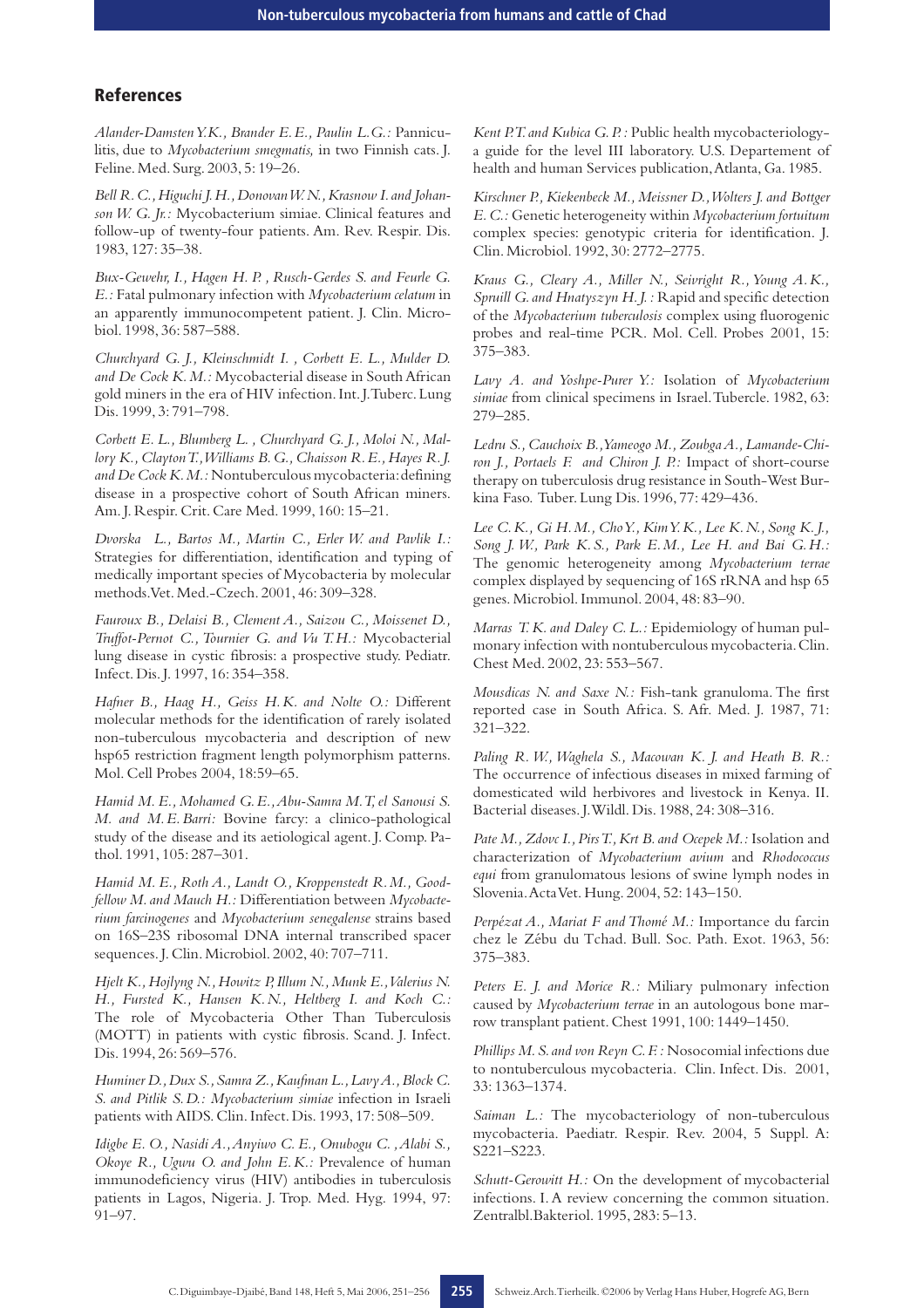## References

*Alander-Damsten Y.K., Brander E.E., Paulin L.G.:* Panniculitis, due to *Mycobacterium smegmatis,* in two Finnish cats. J. Feline. Med. Surg. 2003, 5: 19–26.

*Bell R. C., Higuchi J. H., Donovan W. N., Krasnow I. and Johanson W. G. Jr.:* Mycobacterium simiae. Clinical features and follow-up of twenty-four patients. Am. Rev. Respir. Dis. 1983, 127: 35–38.

*Bux-Gewehr, I., Hagen H. P. , Rusch-Gerdes S. and Feurle G. E.:* Fatal pulmonary infection with *Mycobacterium celatum* in an apparently immunocompetent patient. J. Clin. Microbiol. 1998, 36: 587–588.

*Churchyard G. J., Kleinschmidt I. , Corbett E. L., Mulder D. and De Cock K. M.:* Mycobacterial disease in South African gold miners in the era of HIV infection. Int. J. Tuberc. Lung Dis. 1999, 3: 791–798.

*Corbett E. L., Blumberg L. , Churchyard G. J., Moloi N., Mallory K., Clayton T., Williams B. G., Chaisson R. E., Hayes R. J. and De Cock K. M.:* Nontuberculous mycobacteria: defining disease in a prospective cohort of South African miners. Am. J. Respir. Crit. Care Med. 1999, 160: 15–21.

*Dvorska L., Bartos M., Martin C., Erler W. and Pavlik I.:* Strategies for differentiation, identification and typing of medically important species of Mycobacteria by molecular methods. Vet. Med.-Czech. 2001, 46: 309–328.

*Fauroux B., Delaisi B., Clement A., Saizou C., Moissenet D., Truffot-Pernot C., Tournier G. and Vu T. H.:* Mycobacterial lung disease in cystic fibrosis: a prospective study. Pediatr. Infect. Dis. J. 1997, 16: 354–358.

*Hafner B., Haag H., Geiss H. K. and Nolte O.:* Different molecular methods for the identification of rarely isolated non-tuberculous mycobacteria and description of new hsp65 restriction fragment length polymorphism patterns. Mol. Cell Probes 2004, 18: 59–65.

*Hamid M. E., Mohamed G. E., Abu-Samra M. T, el Sanousi S. M. and M. E. Barri:* Bovine farcy: a clinico-pathological study of the disease and its aetiological agent. J. Comp. Pathol. 1991, 105: 287–301.

*Hamid M. E., Roth A., Landt O., Kroppenstedt R. M., Goodfellow M. and Mauch H.:* Differentiation between *Mycobacterium farcinogenes* and *Mycobacterium senegalense* strains based on 16S–23S ribosomal DNA internal transcribed spacer sequences. J. Clin. Microbiol. 2002, 40: 707–711.

*Hjelt K., Hojlyng N., Howitz P, Illum N., Munk E., Valerius N. H., Fursted K., Hansen K. N., Heltberg I. and Koch C.:* The role of Mycobacteria Other Than Tuberculosis (MOTT) in patients with cystic fibrosis. Scand. J. Infect. Dis. 1994, 26: 569–576.

*Huminer D., Dux S., Samra Z., Kaufman L., Lavy A., Block C. S. and Pitlik S. D.:* *Mycobacterium simiae* infection in Israeli patients with AIDS. Clin. Infect. Dis. 1993, 17: 508–509.

*Idigbe E. O., Nasidi A., Anyiwo C. E., Onubogu C. , Alabi S., Okoye R., Ugwu O. and John E. K.:* Prevalence of human immunodeficiency virus (HIV) antibodies in tuberculosis patients in Lagos, Nigeria. J. Trop. Med. Hyg. 1994, 97: 91–97.

*Kent P.T. and Kubica G. P.:* Public health mycobacteriology-a guide for the level III laboratory. U.S. Departement of health and human Services publication, Atlanta, Ga. 1985.

*Kirschner P., Kiekenbeck M., Meissner D., Wolters J. and Bottger E. C.:* Genetic heterogeneity within *Mycobacterium fortuitum* complex species: genotypic criteria for identification. J. Clin. Microbiol. 1992, 30: 2772–2775.

*Kraus G., Cleary A., Miller N., Seivright R., Young A. K., Spruill G. and Hnatyszyn H. J.:* Rapid and specific detection of the *Mycobacterium tuberculosis* complex using fluorogenic probes and real-time PCR. Mol. Cell. Probes 2001, 15: 375–383.

*Lavy A. and Yoshpe-Purer Y.:* Isolation of *Mycobacterium simiae* from clinical specimens in Israel. Tubercle. 1982, 63: 279–285.

*Ledru S., Cauchoix B., Yameogo M., Zoubga A., Lamande-Chiron J., Portaels F. and Chiron J. P.:* Impact of short-course therapy on tuberculosis drug resistance in South-West Burkina Faso. Tuber. Lung Dis. 1996, 77: 429–436.

*Lee C. K., Gi H. M., Cho Y., Kim Y. K., Lee K. N., Song K. J., Song J. W., Park K. S., Park E. M., Lee H. and Bai G. H.:* The genomic heterogeneity among *Mycobacterium terrae* complex displayed by sequencing of 16S rRNA and hsp 65 genes. Microbiol. Immunol. 2004, 48: 83–90.

*Marras T. K. and Daley C. L.:* Epidemiology of human pulmonary infection with nontuberculous mycobacteria. Clin. Chest Med. 2002, 23: 553–567.

*Mousdicas N. and Saxe N.:* Fish-tank granuloma. The first reported case in South Africa. S. Afr. Med. J. 1987, 71: 321–322.

*Paling R. W., Waghela S., Macowan K. J. and Heath B. R.:* The occurrence of infectious diseases in mixed farming of domesticated wild herbivores and livestock in Kenya. II. Bacterial diseases. J. Wildl. Dis. 1988, 24: 308–316.

*Pate M., Zdovc I., Pirs T., Krt B. and Ocepek M.:* Isolation and characterization of *Mycobacterium avium* and *Rhodococcus equi* from granulomatous lesions of swine lymph nodes in Slovenia. Acta Vet. Hung. 2004, 52: 143–150.

*Perpézat A., Mariat F and Thomé M.:* Importance du farcin chez le Zébu du Tchad. Bull. Soc. Path. Exot. 1963, 56: 375–383.

*Peters E. J. and Morice R.:* Miliary pulmonary infection caused by *Mycobacterium terrae* in an autologous bone marrow transplant patient. Chest 1991, 100: 1449–1450.

*Phillips M. S. and von Reyn C. F.:* Nosocomial infections due to nontuberculous mycobacteria. Clin. Infect. Dis. 2001, 33: 1363–1374.

*Saiman L.:* The mycobacteriology of non-tuberculous mycobacteria. Paediatr. Respir. Rev. 2004, 5 Suppl. A: S221–S223.

*Schutt-Gerowitt H.:* On the development of mycobacterial infections. I. A review concerning the common situation. Zentralbl. Bakteriol. 1995, 283: 5–13.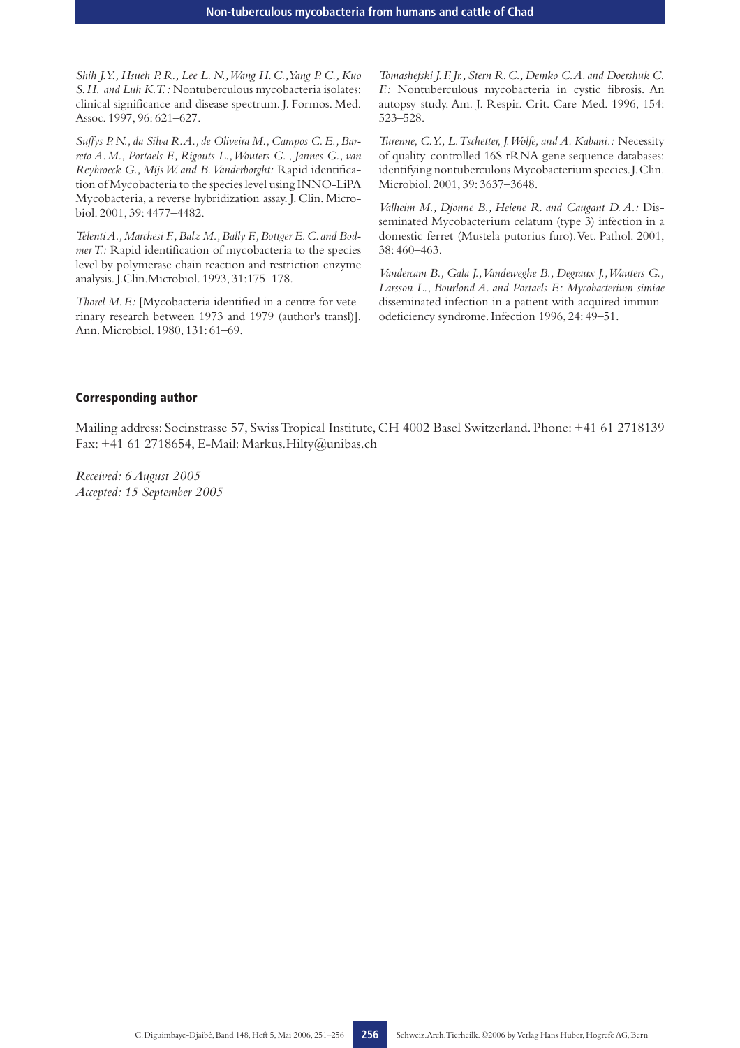*Shih J.Y., Hsueh P. R., Lee L. N., Wang H. C., Yang P. C., Kuo S. H. and Luh K.T.:* Nontuberculous mycobacteria isolates: clinical significance and disease spectrum. J. Formos. Med. Assoc. 1997, 96: 621–627.

*Suffys P. N., da Silva R.A., de Oliveira M., Campos C. E., Barreto A. M., Portaels F., Rigouts L., Wouters G. , Jannes G., van Reybroeck G., Mijs W. and B. Vanderborght:* Rapid identification of Mycobacteria to the species level using INNO-LiPA Mycobacteria, a reverse hybridization assay. J. Clin. Microbiol. 2001, 39: 4477–4482.

*Telenti A., Marchesi F., Balz M., Bally F., Bottger E. C. and Bodmer T.:* Rapid identification of mycobacteria to the species level by polymerase chain reaction and restriction enzyme analysis. J.Clin.Microbiol. 1993, 31:175–178.

*Thorel M. F.:* [Mycobacteria identified in a centre for veterinary research between 1973 and 1979 (author's transl)]. Ann. Microbiol. 1980, 131: 61–69.

*Tomashefski J. F. Jr., Stern R. C., Demko C.A. and Doershuk C. F.:* Nontuberculous mycobacteria in cystic fibrosis. An autopsy study. Am. J. Respir. Crit. Care Med. 1996, 154: 523–528.

*Turenne, C.Y., L. Tschetter, J. Wolfe, and A. Kabani.:* Necessity of quality-controlled 16S rRNA gene sequence databases: identifying nontuberculous Mycobacterium species. J. Clin. Microbiol. 2001, 39: 3637–3648.

*Valheim M., Djonne B., Heiene R. and Caugant D. A.:* Disseminated Mycobacterium celatum (type 3) infection in a domestic ferret (Mustela putorius furo). Vet. Pathol. 2001, 38: 460–463.

*Vandercam B., Gala J., Vandeweghe B., Degraux J., Wauters G., Larsson L., Bourlond A. and Portaels F.: Mycobacterium simiae* disseminated infection in a patient with acquired immunodeficiency syndrome. Infection 1996, 24: 49–51.

## Corresponding author

Mailing address: Socinstrasse 57, Swiss Tropical Institute, CH 4002 Basel Switzerland. Phone: +41 61 2718139 Fax: +41 61 2718654, E-Mail: Markus.Hilty@unibas.ch

*Received: 6 August 2005*
*Accepted: 15 September 2005*